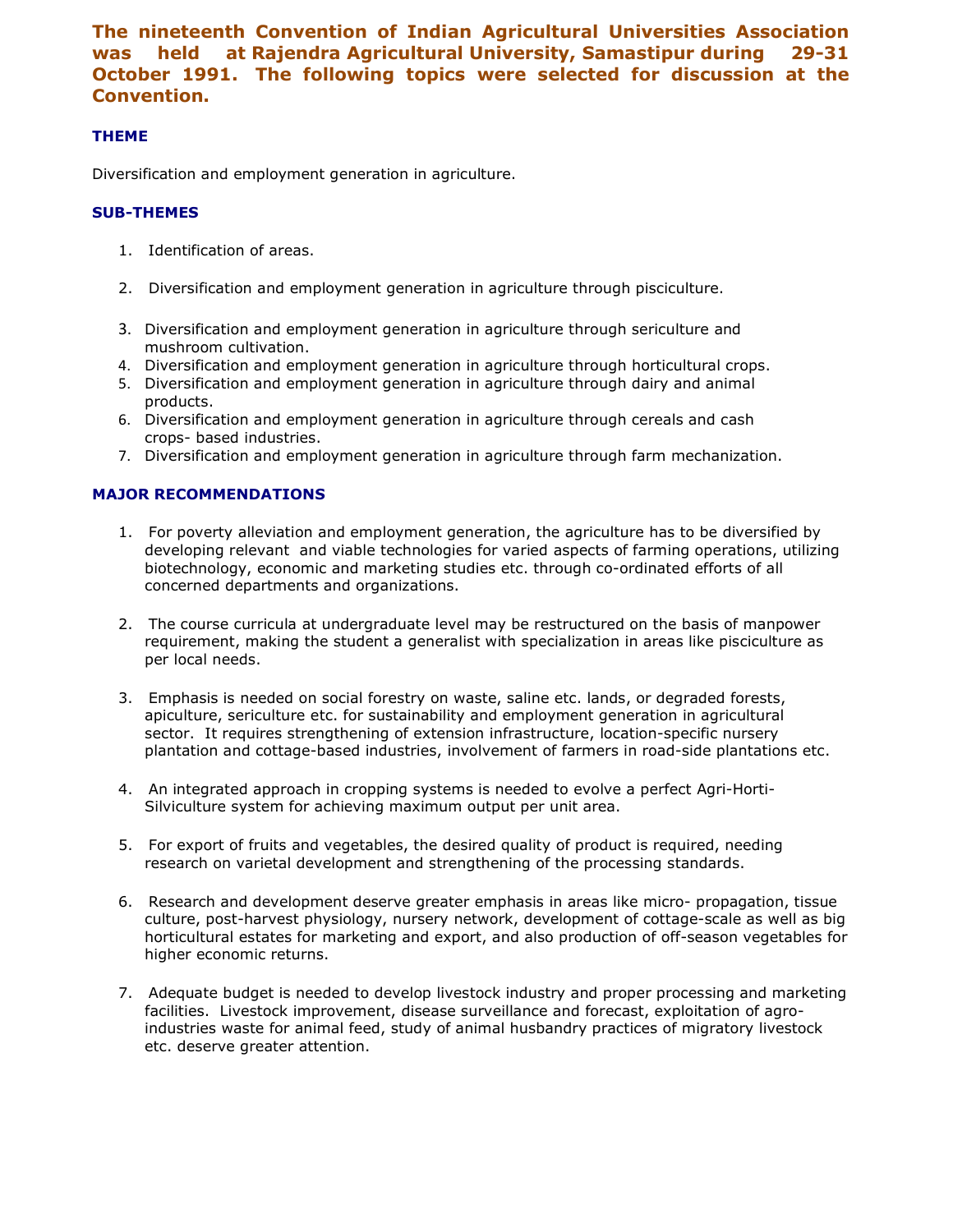**The nineteenth Convention of Indian Agricultural Universities Association was held at Rajendra Agricultural University, Samastipur during 29-31 October 1991. The following topics were selected for discussion at the Convention.**

### THEME

Diversification and employment generation in agriculture.

### SUB-THEMES

1. Identification of areas.
2. Diversification and employment generation in agriculture through pisciculture.
3. Diversification and employment generation in agriculture through sericulture and mushroom cultivation.
4. Diversification and employment generation in agriculture through horticultural crops.
5. Diversification and employment generation in agriculture through dairy and animal products.
6. Diversification and employment generation in agriculture through cereals and cash crops- based industries.
7. Diversification and employment generation in agriculture through farm mechanization.

### MAJOR RECOMMENDATIONS

1. For poverty alleviation and employment generation, the agriculture has to be diversified by developing relevant and viable technologies for varied aspects of farming operations, utilizing biotechnology, economic and marketing studies etc. through co-ordinated efforts of all concerned departments and organizations.

2. The course curricula at undergraduate level may be restructured on the basis of manpower requirement, making the student a generalist with specialization in areas like pisciculture as per local needs.

3. Emphasis is needed on social forestry on waste, saline etc. lands, or degraded forests, apiculture, sericulture etc. for sustainability and employment generation in agricultural sector. It requires strengthening of extension infrastructure, location-specific nursery plantation and cottage-based industries, involvement of farmers in road-side plantations etc.

4. An integrated approach in cropping systems is needed to evolve a perfect Agri-Horti-Silviculture system for achieving maximum output per unit area.

5. For export of fruits and vegetables, the desired quality of product is required, needing research on varietal development and strengthening of the processing standards.

6. Research and development deserve greater emphasis in areas like micro- propagation, tissue culture, post-harvest physiology, nursery network, development of cottage-scale as well as big horticultural estates for marketing and export, and also production of off-season vegetables for higher economic returns.

7. Adequate budget is needed to develop livestock industry and proper processing and marketing facilities. Livestock improvement, disease surveillance and forecast, exploitation of agro-industries waste for animal feed, study of animal husbandry practices of migratory livestock etc. deserve greater attention.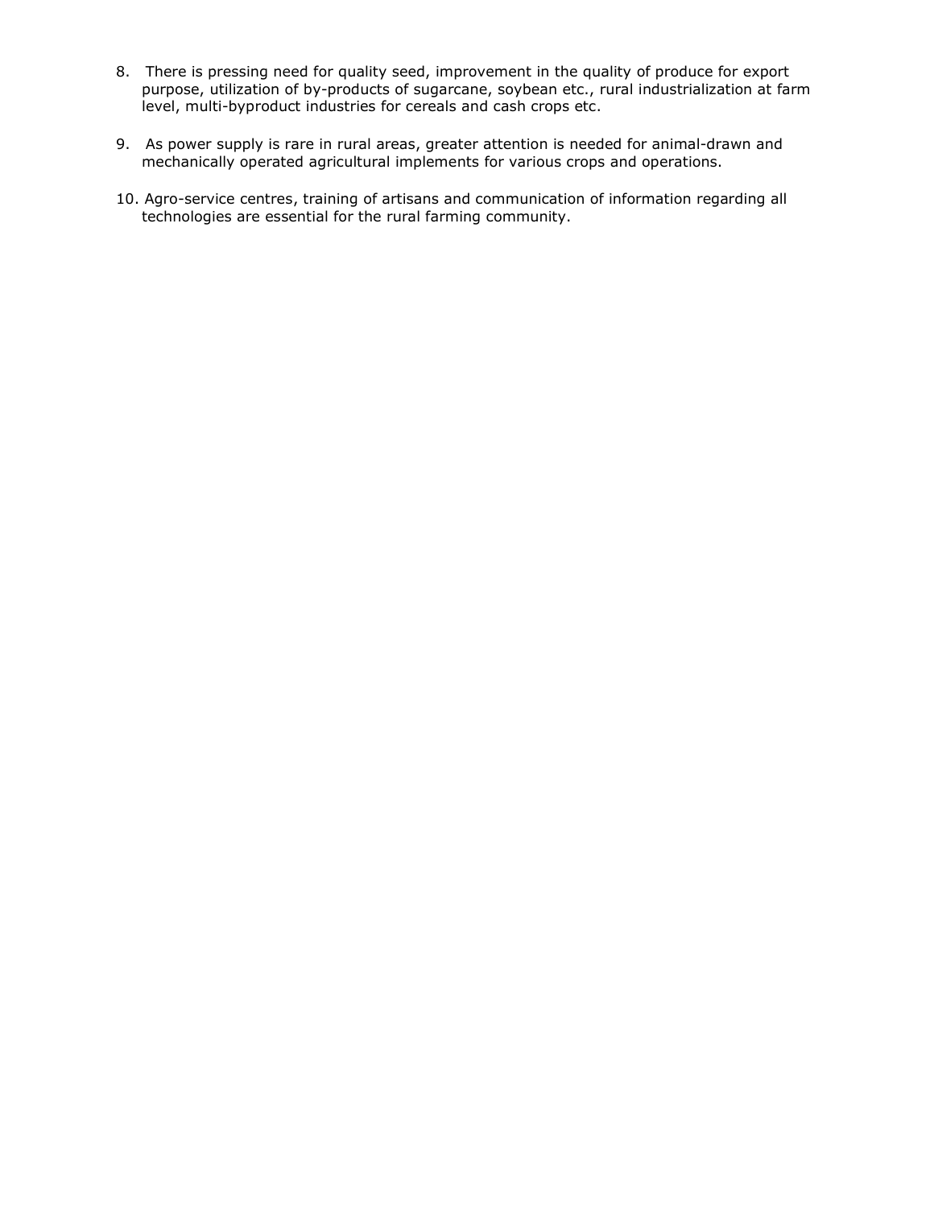8. There is pressing need for quality seed, improvement in the quality of produce for export purpose, utilization of by-products of sugarcane, soybean etc., rural industrialization at farm level, multi-byproduct industries for cereals and cash crops etc.

9. As power supply is rare in rural areas, greater attention is needed for animal-drawn and mechanically operated agricultural implements for various crops and operations.

10. Agro-service centres, training of artisans and communication of information regarding all technologies are essential for the rural farming community.